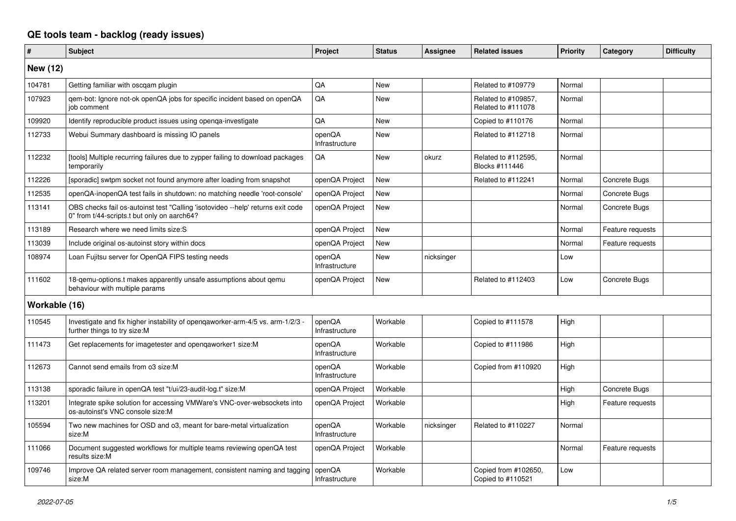# QE tools team - backlog (ready issues)

| # | Subject | Project | Status | Assignee | Related issues | Priority | Category | Difficulty |
|---|---|---|---|---|---|---|---|---|
| **New (12)** | | | | | | | | |
| 104781 | Getting familiar with oscqam plugin | QA | New | | Related to #109779 | Normal | | |
| 107923 | qem-bot: Ignore not-ok openQA jobs for specific incident based on openQA job comment | QA | New | | Related to #109857, Related to #111078 | Normal | | |
| 109920 | Identify reproducible product issues using openqa-investigate | QA | New | | Copied to #110176 | Normal | | |
| 112733 | Webui Summary dashboard is missing IO panels | openQA Infrastructure | New | | Related to #112718 | Normal | | |
| 112232 | [tools] Multiple recurring failures due to zypper failing to download packages temporarily | QA | New | okurz | Related to #112595, Blocks #111446 | Normal | | |
| 112226 | [sporadic] swtpm socket not found anymore after loading from snapshot | openQA Project | New | | Related to #112241 | Normal | Concrete Bugs | |
| 112535 | openQA-inopenQA test fails in shutdown: no matching needle 'root-console' | openQA Project | New | | | Normal | Concrete Bugs | |
| 113141 | OBS checks fail os-autoinst test "Calling 'isotovideo --help' returns exit code 0" from t/44-scripts.t but only on aarch64? | openQA Project | New | | | Normal | Concrete Bugs | |
| 113189 | Research where we need limits size:S | openQA Project | New | | | Normal | Feature requests | |
| 113039 | Include original os-autoinst story within docs | openQA Project | New | | | Normal | Feature requests | |
| 108974 | Loan Fujitsu server for OpenQA FIPS testing needs | openQA Infrastructure | New | nicksinger | | Low | | |
| 111602 | 18-qemu-options.t makes apparently unsafe assumptions about qemu behaviour with multiple params | openQA Project | New | | Related to #112403 | Low | Concrete Bugs | |
| **Workable (16)** | | | | | | | | |
| 110545 | Investigate and fix higher instability of openqaworker-arm-4/5 vs. arm-1/2/3 - further things to try size:M | openQA Infrastructure | Workable | | Copied to #111578 | High | | |
| 111473 | Get replacements for imagetester and openqaworker1 size:M | openQA Infrastructure | Workable | | Copied to #111986 | High | | |
| 112673 | Cannot send emails from o3 size:M | openQA Infrastructure | Workable | | Copied from #110920 | High | | |
| 113138 | sporadic failure in openQA test "t/ui/23-audit-log.t" size:M | openQA Project | Workable | | | High | Concrete Bugs | |
| 113201 | Integrate spike solution for accessing VMWare's VNC-over-websockets into os-autoinst's VNC console size:M | openQA Project | Workable | | | High | Feature requests | |
| 105594 | Two new machines for OSD and o3, meant for bare-metal virtualization size:M | openQA Infrastructure | Workable | nicksinger | Related to #110227 | Normal | | |
| 111066 | Document suggested workflows for multiple teams reviewing openQA test results size:M | openQA Project | Workable | | | Normal | Feature requests | |
| 109746 | Improve QA related server room management, consistent naming and tagging size:M | openQA Infrastructure | Workable | | Copied from #102650, Copied to #110521 | Low | | |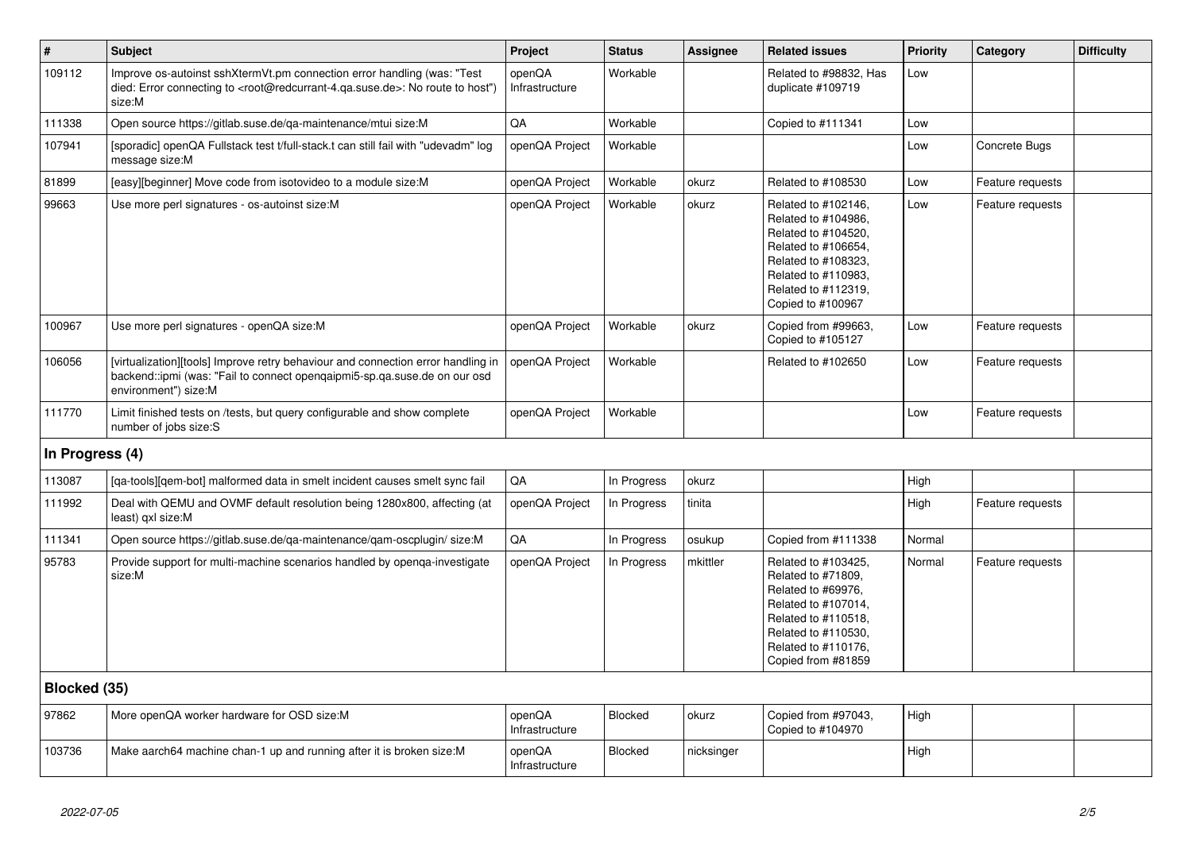| # | Subject | Project | Status | Assignee | Related issues | Priority | Category | Difficulty |
|---|---|---|---|---|---|---|---|---|
| 109112 | Improve os-autoinst sshXtermVt.pm connection error handling (was: "Test died: Error connecting to <root@redcurrant-4.qa.suse.de>: No route to host") size:M | openQA Infrastructure | Workable | | Related to #98832, Has duplicate #109719 | Low | | |
| 111338 | Open source https://gitlab.suse.de/qa-maintenance/mtui size:M | QA | Workable | | Copied to #111341 | Low | | |
| 107941 | [sporadic] openQA Fullstack test t/full-stack.t can still fail with "udevadm" log message size:M | openQA Project | Workable | | | Low | Concrete Bugs | |
| 81899 | [easy][beginner] Move code from isotovideo to a module size:M | openQA Project | Workable | okurz | Related to #108530 | Low | Feature requests | |
| 99663 | Use more perl signatures - os-autoinst size:M | openQA Project | Workable | okurz | Related to #102146, Related to #104986, Related to #104520, Related to #106654, Related to #108323, Related to #110983, Related to #112319, Copied to #100967 | Low | Feature requests | |
| 100967 | Use more perl signatures - openQA size:M | openQA Project | Workable | okurz | Copied from #99663, Copied to #105127 | Low | Feature requests | |
| 106056 | [virtualization][tools] Improve retry behaviour and connection error handling in backend::ipmi (was: "Fail to connect openqaipmi5-sp.qa.suse.de on our osd environment") size:M | openQA Project | Workable | | Related to #102650 | Low | Feature requests | |
| 111770 | Limit finished tests on /tests, but query configurable and show complete number of jobs size:S | openQA Project | Workable | | | Low | Feature requests | |
| **In Progress (4)** | | | | | | | | |
| 113087 | [qa-tools][qem-bot] malformed data in smelt incident causes smelt sync fail | QA | In Progress | okurz | | High | | |
| 111992 | Deal with QEMU and OVMF default resolution being 1280x800, affecting (at least) qxl size:M | openQA Project | In Progress | tinita | | High | Feature requests | |
| 111341 | Open source https://gitlab.suse.de/qa-maintenance/qam-oscplugin/ size:M | QA | In Progress | osukup | Copied from #111338 | Normal | | |
| 95783 | Provide support for multi-machine scenarios handled by openqa-investigate size:M | openQA Project | In Progress | mkittler | Related to #103425, Related to #71809, Related to #69976, Related to #107014, Related to #110518, Related to #110530, Related to #110176, Copied from #81859 | Normal | Feature requests | |
| **Blocked (35)** | | | | | | | | |
| 97862 | More openQA worker hardware for OSD size:M | openQA Infrastructure | Blocked | okurz | Copied from #97043, Copied to #104970 | High | | |
| 103736 | Make aarch64 machine chan-1 up and running after it is broken size:M | openQA Infrastructure | Blocked | nicksinger | | High | | |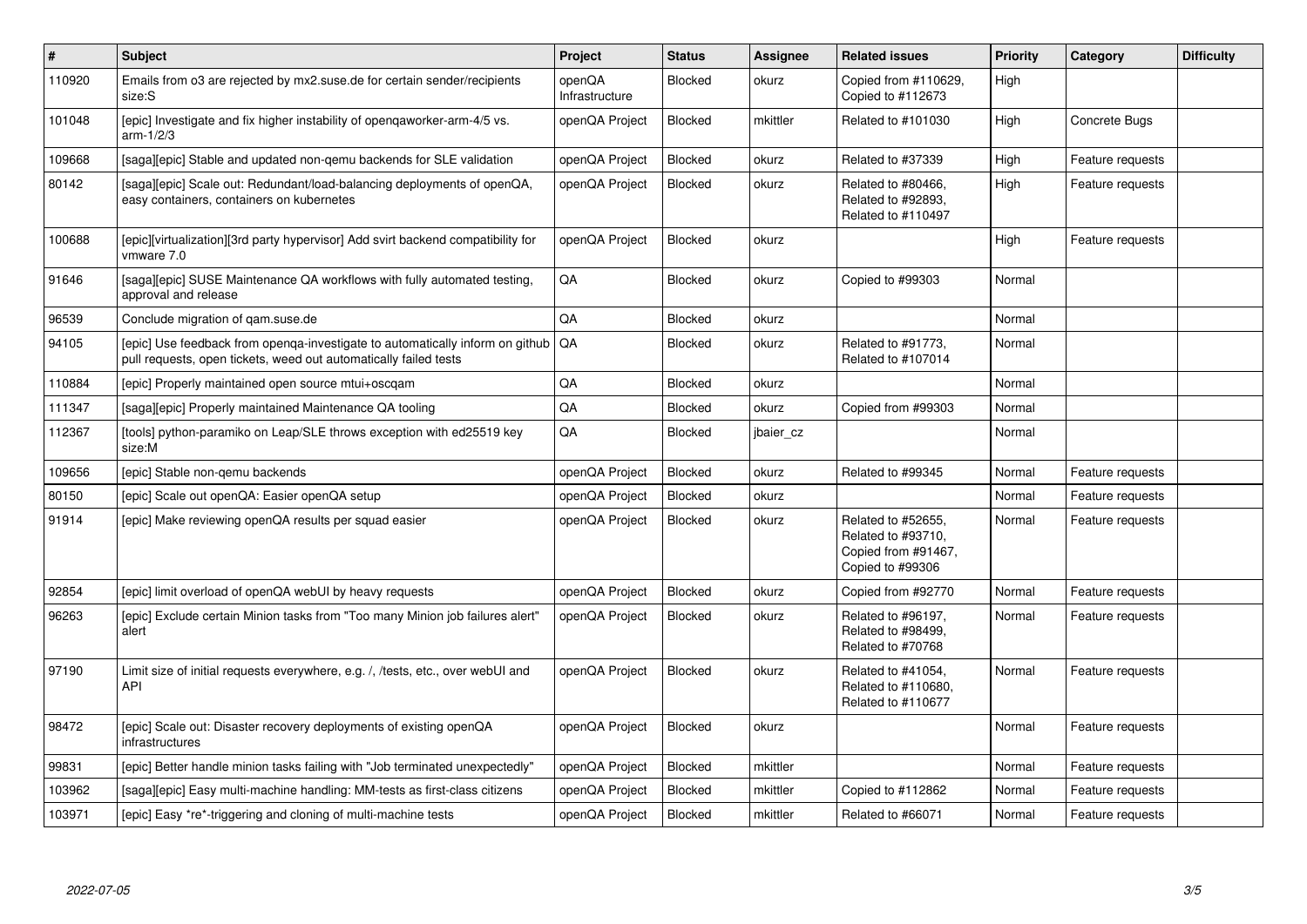| # | Subject | Project | Status | Assignee | Related issues | Priority | Category | Difficulty |
|---|---|---|---|---|---|---|---|---|
| 110920 | Emails from o3 are rejected by mx2.suse.de for certain sender/recipients size:S | openQA Infrastructure | Blocked | okurz | Copied from #110629, Copied to #112673 | High | | |
| 101048 | [epic] Investigate and fix higher instability of openqaworker-arm-4/5 vs. arm-1/2/3 | openQA Project | Blocked | mkittler | Related to #101030 | High | Concrete Bugs | |
| 109668 | [saga][epic] Stable and updated non-qemu backends for SLE validation | openQA Project | Blocked | okurz | Related to #37339 | High | Feature requests | |
| 80142 | [saga][epic] Scale out: Redundant/load-balancing deployments of openQA, easy containers, containers on kubernetes | openQA Project | Blocked | okurz | Related to #80466, Related to #92893, Related to #110497 | High | Feature requests | |
| 100688 | [epic][virtualization][3rd party hypervisor] Add svirt backend compatibility for vmware 7.0 | openQA Project | Blocked | okurz | | High | Feature requests | |
| 91646 | [saga][epic] SUSE Maintenance QA workflows with fully automated testing, approval and release | QA | Blocked | okurz | Copied to #99303 | Normal | | |
| 96539 | Conclude migration of qam.suse.de | QA | Blocked | okurz | | Normal | | |
| 94105 | [epic] Use feedback from openqa-investigate to automatically inform on github pull requests, open tickets, weed out automatically failed tests | QA | Blocked | okurz | Related to #91773, Related to #107014 | Normal | | |
| 110884 | [epic] Properly maintained open source mtui+oscqam | QA | Blocked | okurz | | Normal | | |
| 111347 | [saga][epic] Properly maintained Maintenance QA tooling | QA | Blocked | okurz | Copied from #99303 | Normal | | |
| 112367 | [tools] python-paramiko on Leap/SLE throws exception with ed25519 key size:M | QA | Blocked | jbaier_cz | | Normal | | |
| 109656 | [epic] Stable non-qemu backends | openQA Project | Blocked | okurz | Related to #99345 | Normal | Feature requests | |
| 80150 | [epic] Scale out openQA: Easier openQA setup | openQA Project | Blocked | okurz | | Normal | Feature requests | |
| 91914 | [epic] Make reviewing openQA results per squad easier | openQA Project | Blocked | okurz | Related to #52655, Related to #93710, Copied from #91467, Copied to #99306 | Normal | Feature requests | |
| 92854 | [epic] limit overload of openQA webUI by heavy requests | openQA Project | Blocked | okurz | Copied from #92770 | Normal | Feature requests | |
| 96263 | [epic] Exclude certain Minion tasks from "Too many Minion job failures alert" alert | openQA Project | Blocked | okurz | Related to #96197, Related to #98499, Related to #70768 | Normal | Feature requests | |
| 97190 | Limit size of initial requests everywhere, e.g. /, /tests, etc., over webUI and API | openQA Project | Blocked | okurz | Related to #41054, Related to #110680, Related to #110677 | Normal | Feature requests | |
| 98472 | [epic] Scale out: Disaster recovery deployments of existing openQA infrastructures | openQA Project | Blocked | okurz | | Normal | Feature requests | |
| 99831 | [epic] Better handle minion tasks failing with "Job terminated unexpectedly" | openQA Project | Blocked | mkittler | | Normal | Feature requests | |
| 103962 | [saga][epic] Easy multi-machine handling: MM-tests as first-class citizens | openQA Project | Blocked | mkittler | Copied to #112862 | Normal | Feature requests | |
| 103971 | [epic] Easy *re*-triggering and cloning of multi-machine tests | openQA Project | Blocked | mkittler | Related to #66071 | Normal | Feature requests | |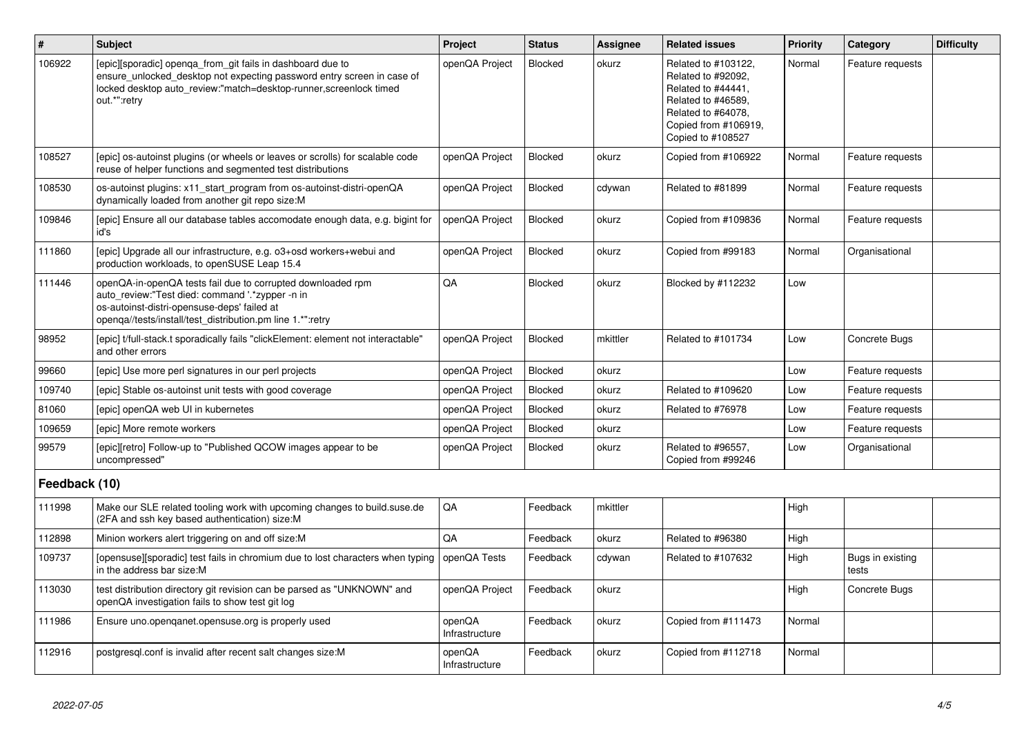| # | Subject | Project | Status | Assignee | Related issues | Priority | Category | Difficulty |
|---|---|---|---|---|---|---|---|---|
| 106922 | [epic][sporadic] openqa_from_git fails in dashboard due to ensure_unlocked_desktop not expecting password entry screen in case of locked desktop auto_review:"match=desktop-runner,screenlock timed out.*":retry | openQA Project | Blocked | okurz | Related to #103122, Related to #92092, Related to #44441, Related to #46589, Related to #64078, Copied from #106919, Copied to #108527 | Normal | Feature requests | |
| 108527 | [epic] os-autoinst plugins (or wheels or leaves or scrolls) for scalable code reuse of helper functions and segmented test distributions | openQA Project | Blocked | okurz | Copied from #106922 | Normal | Feature requests | |
| 108530 | os-autoinst plugins: x11_start_program from os-autoinst-distri-openQA dynamically loaded from another git repo size:M | openQA Project | Blocked | cdywan | Related to #81899 | Normal | Feature requests | |
| 109846 | [epic] Ensure all our database tables accomodate enough data, e.g. bigint for id's | openQA Project | Blocked | okurz | Copied from #109836 | Normal | Feature requests | |
| 111860 | [epic] Upgrade all our infrastructure, e.g. o3+osd workers+webui and production workloads, to openSUSE Leap 15.4 | openQA Project | Blocked | okurz | Copied from #99183 | Normal | Organisational | |
| 111446 | openQA-in-openQA tests fail due to corrupted downloaded rpm auto_review:"Test died: command '.*zypper -n in os-autoinst-distri-opensuse-deps' failed at openqa//tests/install/test_distribution.pm line 1.*":retry | QA | Blocked | okurz | Blocked by #112232 | Low | | |
| 98952 | [epic] t/full-stack.t sporadically fails "clickElement: element not interactable" and other errors | openQA Project | Blocked | mkittler | Related to #101734 | Low | Concrete Bugs | |
| 99660 | [epic] Use more perl signatures in our perl projects | openQA Project | Blocked | okurz | | Low | Feature requests | |
| 109740 | [epic] Stable os-autoinst unit tests with good coverage | openQA Project | Blocked | okurz | Related to #109620 | Low | Feature requests | |
| 81060 | [epic] openQA web UI in kubernetes | openQA Project | Blocked | okurz | Related to #76978 | Low | Feature requests | |
| 109659 | [epic] More remote workers | openQA Project | Blocked | okurz | | Low | Feature requests | |
| 99579 | [epic][retro] Follow-up to "Published QCOW images appear to be uncompressed" | openQA Project | Blocked | okurz | Related to #96557, Copied from #99246 | Low | Organisational | |
| **Feedback (10)** | | | | | | | | |
| 111998 | Make our SLE related tooling work with upcoming changes to build.suse.de (2FA and ssh key based authentication) size:M | QA | Feedback | mkittler | | High | | |
| 112898 | Minion workers alert triggering on and off size:M | QA | Feedback | okurz | Related to #96380 | High | | |
| 109737 | [opensuse][sporadic] test fails in chromium due to lost characters when typing in the address bar size:M | openQA Tests | Feedback | cdywan | Related to #107632 | High | Bugs in existing tests | |
| 113030 | test distribution directory git revision can be parsed as "UNKNOWN" and openQA investigation fails to show test git log | openQA Project | Feedback | okurz | | High | Concrete Bugs | |
| 111986 | Ensure uno.openqanet.opensuse.org is properly used | openQA Infrastructure | Feedback | okurz | Copied from #111473 | Normal | | |
| 112916 | postgresql.conf is invalid after recent salt changes size:M | openQA Infrastructure | Feedback | okurz | Copied from #112718 | Normal | | |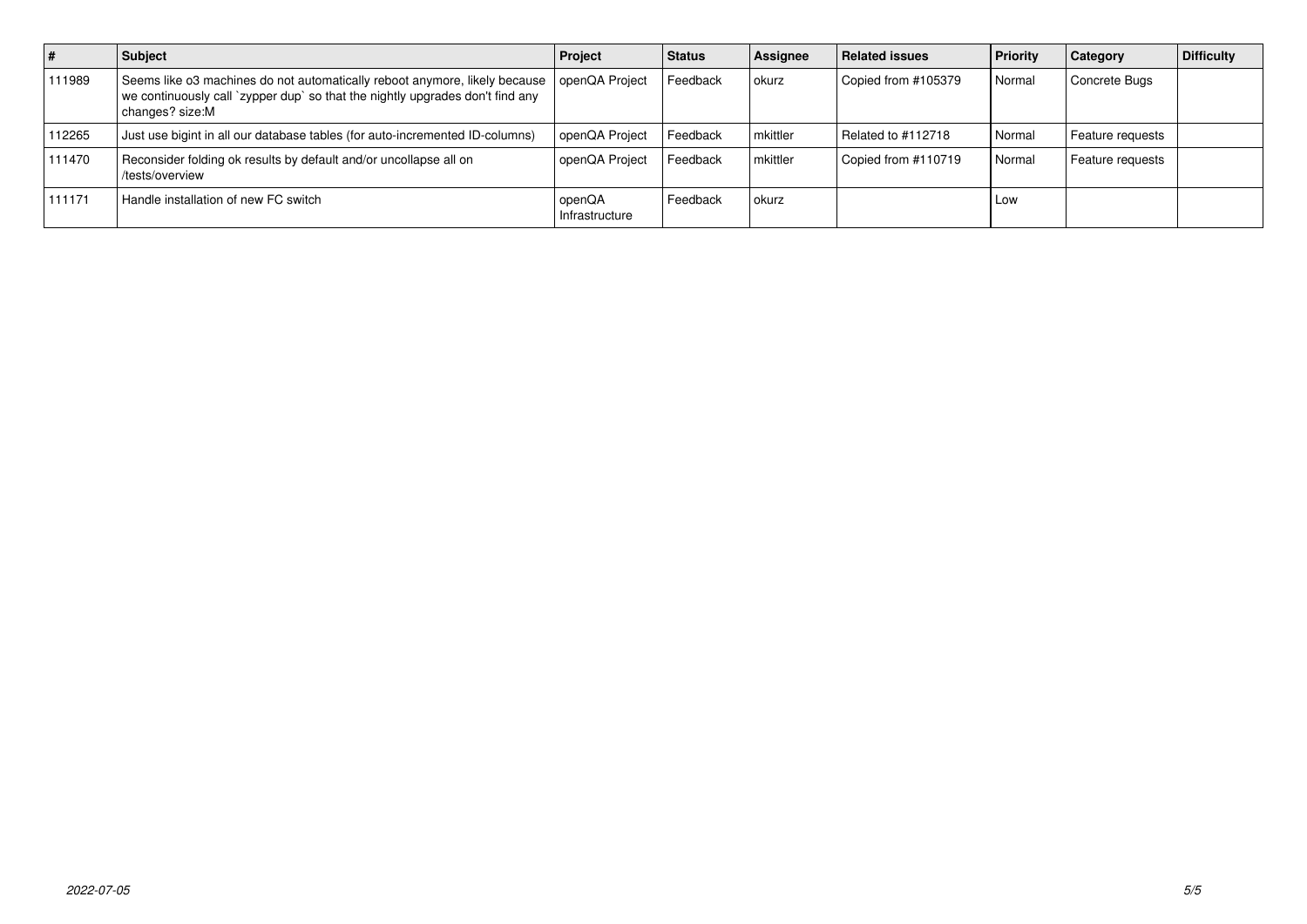| # | Subject | Project | Status | Assignee | Related issues | Priority | Category | Difficulty |
|---|---|---|---|---|---|---|---|---|
| 111989 | Seems like o3 machines do not automatically reboot anymore, likely because we continuously call `zypper dup` so that the nightly upgrades don't find any changes? size:M | openQA Project | Feedback | okurz | Copied from #105379 | Normal | Concrete Bugs | |
| 112265 | Just use bigint in all our database tables (for auto-incremented ID-columns) | openQA Project | Feedback | mkittler | Related to #112718 | Normal | Feature requests | |
| 111470 | Reconsider folding ok results by default and/or uncollapse all on /tests/overview | openQA Project | Feedback | mkittler | Copied from #110719 | Normal | Feature requests | |
| 111171 | Handle installation of new FC switch | openQA Infrastructure | Feedback | okurz | | Low | | |

*2022-07-05*